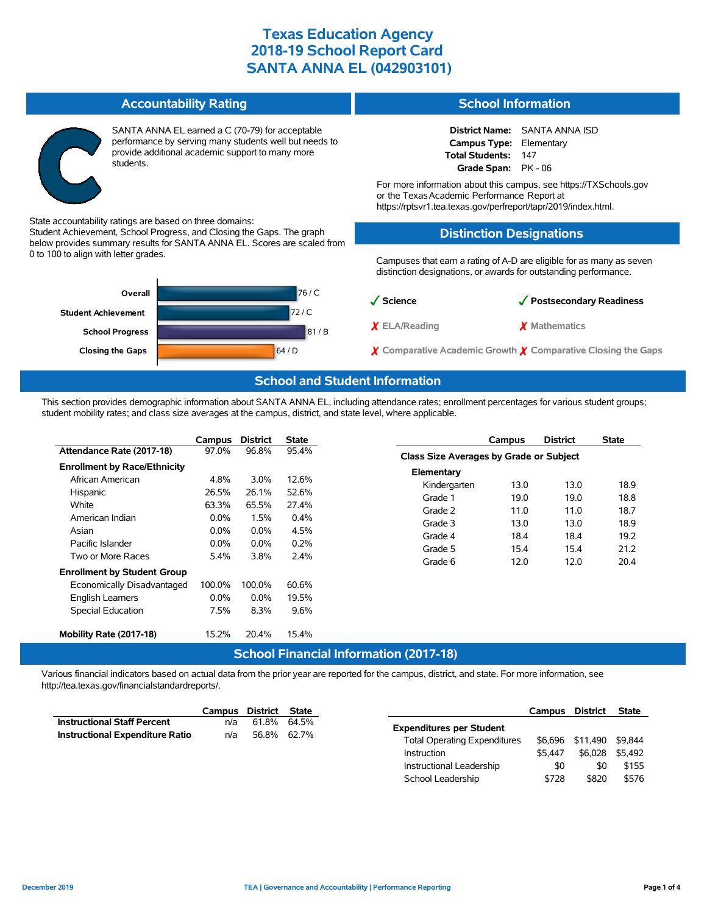# Texas Education Agency
# 2018-19 School Report Card
# SANTA ANNA EL (042903101)

## Accountability Rating

SANTA ANNA EL earned a C (70-79) for acceptable performance by serving many students well but needs to provide additional academic support to many more students.

State accountability ratings are based on three domains: Student Achievement, School Progress, and Closing the Gaps. The graph below provides summary results for SANTA ANNA EL. Scores are scaled from 0 to 100 to align with letter grades.

| Domain | Score / Grade |
|---|---|
| Overall | 76 / C |
| Student Achievement | 72 / C |
| School Progress | 81 / B |
| Closing the Gaps | 64 / D |

## School Information

**District Name:** SANTA ANNA ISD
**Campus Type:** Elementary
**Total Students:** 147
**Grade Span:** PK - 06

For more information about this campus, see https://TXSchools.gov or the Texas Academic Performance Report at https://rptsvr1.tea.texas.gov/perfreport/tapr/2019/index.html.

## Distinction Designations

Campuses that earn a rating of A-D are eligible for as many as seven distinction designations, or awards for outstanding performance.

- ✓ Science
- ✓ Postsecondary Readiness
- ✗ ELA/Reading
- ✗ Mathematics
- ✗ Comparative Academic Growth
- ✗ Comparative Closing the Gaps

## School and Student Information

This section provides demographic information about SANTA ANNA EL, including attendance rates; enrollment percentages for various student groups; student mobility rates; and class size averages at the campus, district, and state level, where applicable.

| | Campus | District | State |
|---|---|---|---|
| **Attendance Rate (2017-18)** | 97.0% | 96.8% | 95.4% |
| **Enrollment by Race/Ethnicity** | | | |
| African American | 4.8% | 3.0% | 12.6% |
| Hispanic | 26.5% | 26.1% | 52.6% |
| White | 63.3% | 65.5% | 27.4% |
| American Indian | 0.0% | 1.5% | 0.4% |
| Asian | 0.0% | 0.0% | 4.5% |
| Pacific Islander | 0.0% | 0.0% | 0.2% |
| Two or More Races | 5.4% | 3.8% | 2.4% |
| **Enrollment by Student Group** | | | |
| Economically Disadvantaged | 100.0% | 100.0% | 60.6% |
| English Learners | 0.0% | 0.0% | 19.5% |
| Special Education | 7.5% | 8.3% | 9.6% |
| **Mobility Rate (2017-18)** | 15.2% | 20.4% | 15.4% |

| | Campus | District | State |
|---|---|---|---|
| **Class Size Averages by Grade or Subject** | | | |
| **Elementary** | | | |
| Kindergarten | 13.0 | 13.0 | 18.9 |
| Grade 1 | 19.0 | 19.0 | 18.8 |
| Grade 2 | 11.0 | 11.0 | 18.7 |
| Grade 3 | 13.0 | 13.0 | 18.9 |
| Grade 4 | 18.4 | 18.4 | 19.2 |
| Grade 5 | 15.4 | 15.4 | 21.2 |
| Grade 6 | 12.0 | 12.0 | 20.4 |

## School Financial Information (2017-18)

Various financial indicators based on actual data from the prior year are reported for the campus, district, and state. For more information, see http://tea.texas.gov/financialstandardreports/.

| | Campus | District | State |
|---|---|---|---|
| **Instructional Staff Percent** | n/a | 61.8% | 64.5% |
| **Instructional Expenditure Ratio** | n/a | 56.8% | 62.7% |

| | Campus | District | State |
|---|---|---|---|
| **Expenditures per Student** | | | |
| Total Operating Expenditures | $6,696 | $11,490 | $9,844 |
| Instruction | $5,447 | $6,028 | $5,492 |
| Instructional Leadership | $0 | $0 | $155 |
| School Leadership | $728 | $820 | $576 |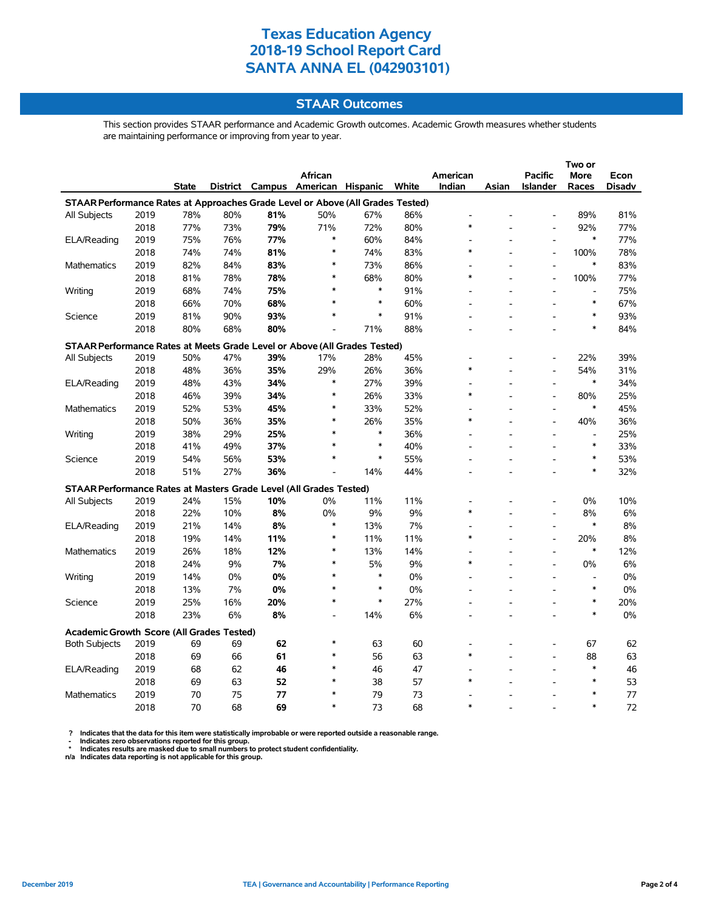# Texas Education Agency
# 2018-19 School Report Card
# SANTA ANNA EL (042903101)

## STAAR Outcomes

This section provides STAAR performance and Academic Growth outcomes. Academic Growth measures whether students are maintaining performance or improving from year to year.

| | | State | District | Campus | African American | Hispanic | White | American Indian | Asian | Pacific Islander | Two or More Races | Econ Disadv |
|---|---|---|---|---|---|---|---|---|---|---|---|---|
| **STAAR Performance Rates at Approaches Grade Level or Above (All Grades Tested)** | | | | | | | | | | | | |
| All Subjects | 2019 | 78% | 80% | **81%** | 50% | 67% | 86% | - | - | - | 89% | 81% |
| | 2018 | 77% | 73% | **79%** | 71% | 72% | 80% | * | - | - | 92% | 77% |
| ELA/Reading | 2019 | 75% | 76% | **77%** | * | 60% | 84% | - | - | - | * | 77% |
| | 2018 | 74% | 74% | **81%** | * | 74% | 83% | * | - | - | 100% | 78% |
| Mathematics | 2019 | 82% | 84% | **83%** | * | 73% | 86% | - | - | - | * | 83% |
| | 2018 | 81% | 78% | **78%** | * | 68% | 80% | * | - | - | 100% | 77% |
| Writing | 2019 | 68% | 74% | **75%** | * | * | 91% | - | - | - | - | 75% |
| | 2018 | 66% | 70% | **68%** | * | * | 60% | - | - | - | * | 67% |
| Science | 2019 | 81% | 90% | **93%** | * | * | 91% | - | - | - | * | 93% |
| | 2018 | 80% | 68% | **80%** | - | 71% | 88% | - | - | - | * | 84% |
| **STAAR Performance Rates at Meets Grade Level or Above (All Grades Tested)** | | | | | | | | | | | | |
| All Subjects | 2019 | 50% | 47% | **39%** | 17% | 28% | 45% | - | - | - | 22% | 39% |
| | 2018 | 48% | 36% | **35%** | 29% | 26% | 36% | * | - | - | 54% | 31% |
| ELA/Reading | 2019 | 48% | 43% | **34%** | * | 27% | 39% | - | - | - | * | 34% |
| | 2018 | 46% | 39% | **34%** | * | 26% | 33% | * | - | - | 80% | 25% |
| Mathematics | 2019 | 52% | 53% | **45%** | * | 33% | 52% | - | - | - | * | 45% |
| | 2018 | 50% | 36% | **35%** | * | 26% | 35% | * | - | - | 40% | 36% |
| Writing | 2019 | 38% | 29% | **25%** | * | * | 36% | - | - | - | - | 25% |
| | 2018 | 41% | 49% | **37%** | * | * | 40% | - | - | - | * | 33% |
| Science | 2019 | 54% | 56% | **53%** | * | * | 55% | - | - | - | * | 53% |
| | 2018 | 51% | 27% | **36%** | - | 14% | 44% | - | - | - | * | 32% |
| **STAAR Performance Rates at Masters Grade Level (All Grades Tested)** | | | | | | | | | | | | |
| All Subjects | 2019 | 24% | 15% | **10%** | 0% | 11% | 11% | - | - | - | 0% | 10% |
| | 2018 | 22% | 10% | **8%** | 0% | 9% | 9% | * | - | - | 8% | 6% |
| ELA/Reading | 2019 | 21% | 14% | **8%** | * | 13% | 7% | - | - | - | * | 8% |
| | 2018 | 19% | 14% | **11%** | * | 11% | 11% | * | - | - | 20% | 8% |
| Mathematics | 2019 | 26% | 18% | **12%** | * | 13% | 14% | - | - | - | * | 12% |
| | 2018 | 24% | 9% | **7%** | * | 5% | 9% | * | - | - | 0% | 6% |
| Writing | 2019 | 14% | 0% | **0%** | * | * | 0% | - | - | - | - | 0% |
| | 2018 | 13% | 7% | **0%** | * | * | 0% | - | - | - | * | 0% |
| Science | 2019 | 25% | 16% | **20%** | * | * | 27% | - | - | - | * | 20% |
| | 2018 | 23% | 6% | **8%** | - | 14% | 6% | - | - | - | * | 0% |
| **Academic Growth Score (All Grades Tested)** | | | | | | | | | | | | |
| Both Subjects | 2019 | 69 | 69 | **62** | * | 63 | 60 | - | - | - | 67 | 62 |
| | 2018 | 69 | 66 | **61** | * | 56 | 63 | * | - | - | 88 | 63 |
| ELA/Reading | 2019 | 68 | 62 | **46** | * | 46 | 47 | - | - | - | * | 46 |
| | 2018 | 69 | 63 | **52** | * | 38 | 57 | * | - | - | * | 53 |
| Mathematics | 2019 | 70 | 75 | **77** | * | 79 | 73 | - | - | - | * | 77 |
| | 2018 | 70 | 68 | **69** | * | 73 | 68 | * | - | - | * | 72 |

**?** Indicates that the data for this item were statistically improbable or were reported outside a reasonable range.
**-** Indicates zero observations reported for this group.
**\*** Indicates results are masked due to small numbers to protect student confidentiality.
**n/a** Indicates data reporting is not applicable for this group.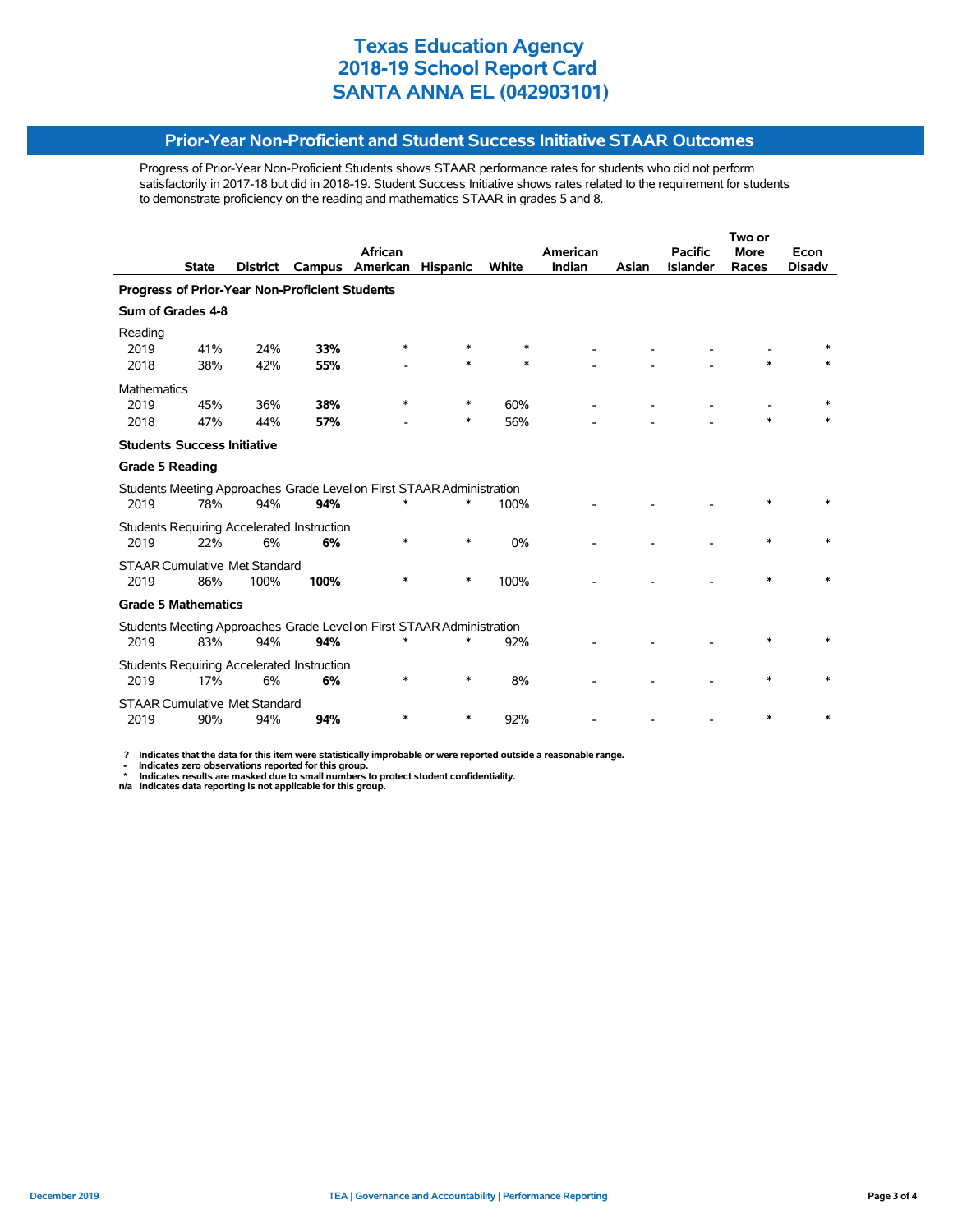# Texas Education Agency
# 2018-19 School Report Card
# SANTA ANNA EL (042903101)

## Prior-Year Non-Proficient and Student Success Initiative STAAR Outcomes

Progress of Prior-Year Non-Proficient Students shows STAAR performance rates for students who did not perform satisfactorily in 2017-18 but did in 2018-19. Student Success Initiative shows rates related to the requirement for students to demonstrate proficiency on the reading and mathematics STAAR in grades 5 and 8.

| | State | District | Campus | African American | Hispanic | White | American Indian | Asian | Pacific Islander | Two or More Races | Econ Disadv |
|---|---|---|---|---|---|---|---|---|---|---|---|
| **Progress of Prior-Year Non-Proficient Students** | | | | | | | | | | | |
| **Sum of Grades 4-8** | | | | | | | | | | | |
| Reading | | | | | | | | | | | |
| 2019 | 41% | 24% | **33%** | * | * | * | - | - | - | - | * |
| 2018 | 38% | 42% | **55%** | - | * | * | - | - | - | * | * |
| Mathematics | | | | | | | | | | | |
| 2019 | 45% | 36% | **38%** | * | * | 60% | - | - | - | - | * |
| 2018 | 47% | 44% | **57%** | - | * | 56% | - | - | - | * | * |
| **Students Success Initiative** | | | | | | | | | | | |
| **Grade 5 Reading** | | | | | | | | | | | |
| Students Meeting Approaches Grade Level on First STAAR Administration | | | | | | | | | | | |
| 2019 | 78% | 94% | **94%** | * | * | 100% | - | - | - | * | * |
| Students Requiring Accelerated Instruction | | | | | | | | | | | |
| 2019 | 22% | 6% | **6%** | * | * | 0% | - | - | - | * | * |
| STAAR Cumulative Met Standard | | | | | | | | | | | |
| 2019 | 86% | 100% | **100%** | * | * | 100% | - | - | - | * | * |
| **Grade 5 Mathematics** | | | | | | | | | | | |
| Students Meeting Approaches Grade Level on First STAAR Administration | | | | | | | | | | | |
| 2019 | 83% | 94% | **94%** | * | * | 92% | - | - | - | * | * |
| Students Requiring Accelerated Instruction | | | | | | | | | | | |
| 2019 | 17% | 6% | **6%** | * | * | 8% | - | - | - | * | * |
| STAAR Cumulative Met Standard | | | | | | | | | | | |
| 2019 | 90% | 94% | **94%** | * | * | 92% | - | - | - | * | * |

**?** Indicates that the data for this item were statistically improbable or were reported outside a reasonable range.
**-** Indicates zero observations reported for this group.
**\*** Indicates results are masked due to small numbers to protect student confidentiality.
**n/a** Indicates data reporting is not applicable for this group.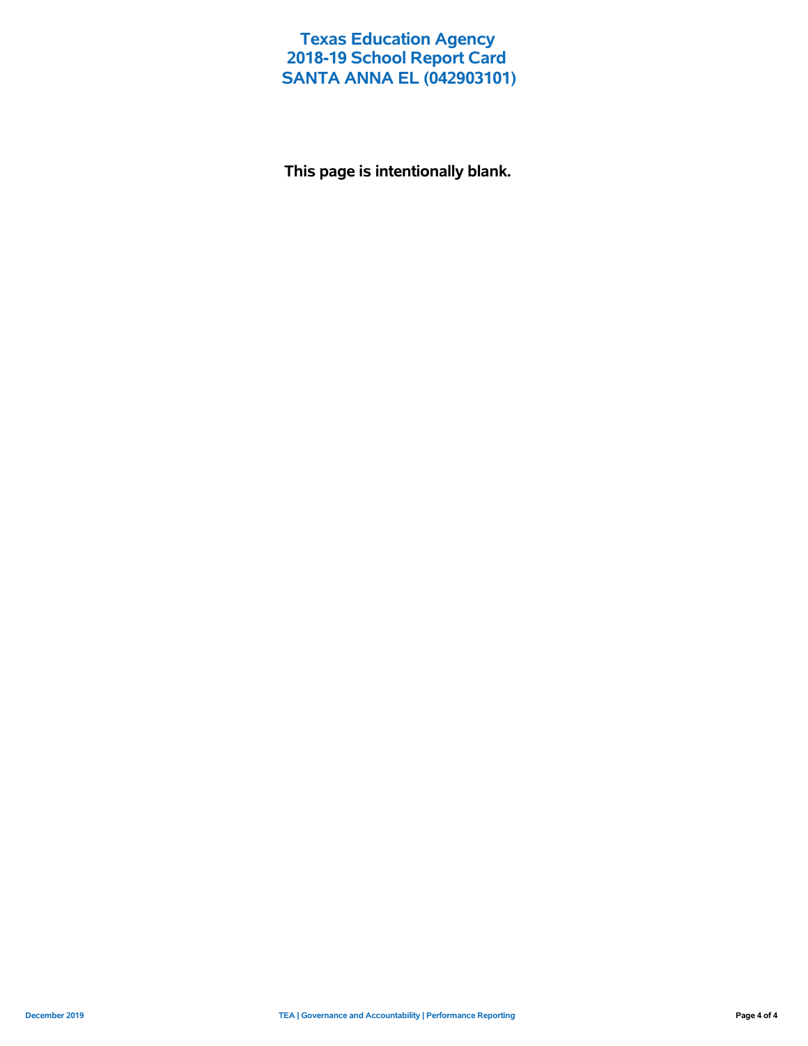# Texas Education Agency
# 2018-19 School Report Card
# SANTA ANNA EL (042903101)

**This page is intentionally blank.**